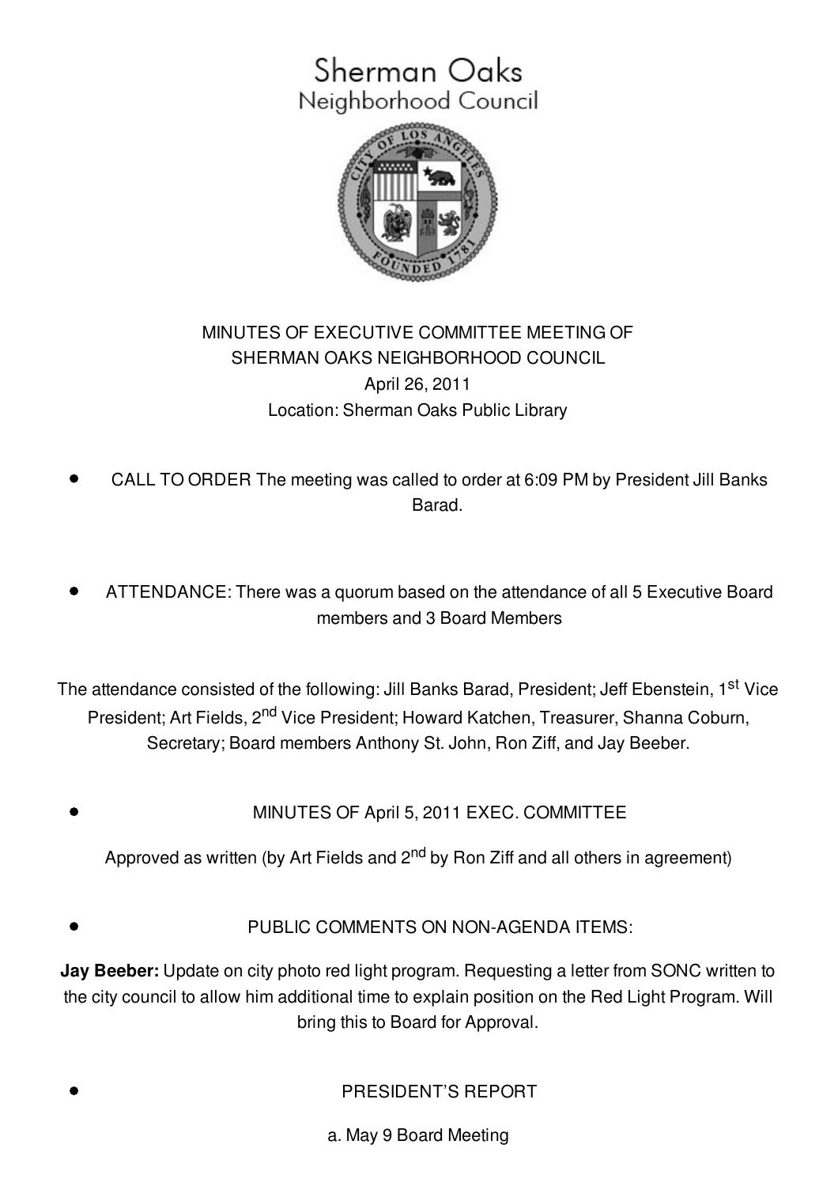# Sherman Oaks
## Neighborhood Council

MINUTES OF EXECUTIVE COMMITTEE MEETING OF
SHERMAN OAKS NEIGHBORHOOD COUNCIL
April 26, 2011
Location: Sherman Oaks Public Library

- CALL TO ORDER The meeting was called to order at 6:09 PM by President Jill Banks Barad.

- ATTENDANCE: There was a quorum based on the attendance of all 5 Executive Board members and 3 Board Members

The attendance consisted of the following: Jill Banks Barad, President; Jeff Ebenstein, 1st Vice President; Art Fields, 2nd Vice President; Howard Katchen, Treasurer, Shanna Coburn, Secretary; Board members Anthony St. John, Ron Ziff, and Jay Beeber.

- MINUTES OF April 5, 2011 EXEC. COMMITTEE

Approved as written (by Art Fields and 2nd by Ron Ziff and all others in agreement)

- PUBLIC COMMENTS ON NON-AGENDA ITEMS:

**Jay Beeber:** Update on city photo red light program. Requesting a letter from SONC written to the city council to allow him additional time to explain position on the Red Light Program. Will bring this to Board for Approval.

- PRESIDENT'S REPORT

a. May 9 Board Meeting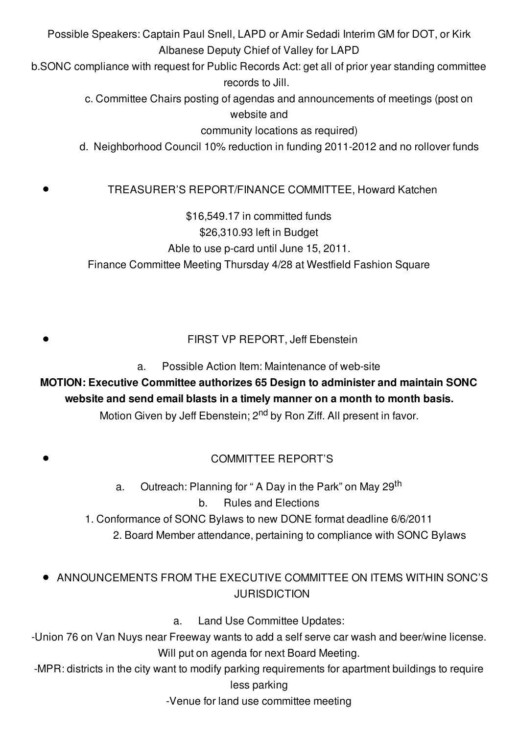Possible Speakers: Captain Paul Snell, LAPD or Amir Sedadi Interim GM for DOT, or Kirk Albanese Deputy Chief of Valley for LAPD

b.SONC compliance with request for Public Records Act: get all of prior year standing committee records to Jill.

c. Committee Chairs posting of agendas and announcements of meetings (post on website and community locations as required)

d. Neighborhood Council 10% reduction in funding 2011-2012 and no rollover funds

- TREASURER'S REPORT/FINANCE COMMITTEE, Howard Katchen

$16,549.17 in committed funds
$26,310.93 left in Budget
Able to use p-card until June 15, 2011.
Finance Committee Meeting Thursday 4/28 at Westfield Fashion Square

- FIRST VP REPORT, Jeff Ebenstein

a. Possible Action Item: Maintenance of web-site

**MOTION: Executive Committee authorizes 65 Design to administer and maintain SONC website and send email blasts in a timely manner on a month to month basis.**

Motion Given by Jeff Ebenstein; 2nd by Ron Ziff. All present in favor.

- COMMITTEE REPORT'S

a. Outreach: Planning for " A Day in the Park" on May 29th

b. Rules and Elections

1. Conformance of SONC Bylaws to new DONE format deadline 6/6/2011
2. Board Member attendance, pertaining to compliance with SONC Bylaws

- ANNOUNCEMENTS FROM THE EXECUTIVE COMMITTEE ON ITEMS WITHIN SONC'S JURISDICTION

a. Land Use Committee Updates:

-Union 76 on Van Nuys near Freeway wants to add a self serve car wash and beer/wine license. Will put on agenda for next Board Meeting.

-MPR: districts in the city want to modify parking requirements for apartment buildings to require less parking

-Venue for land use committee meeting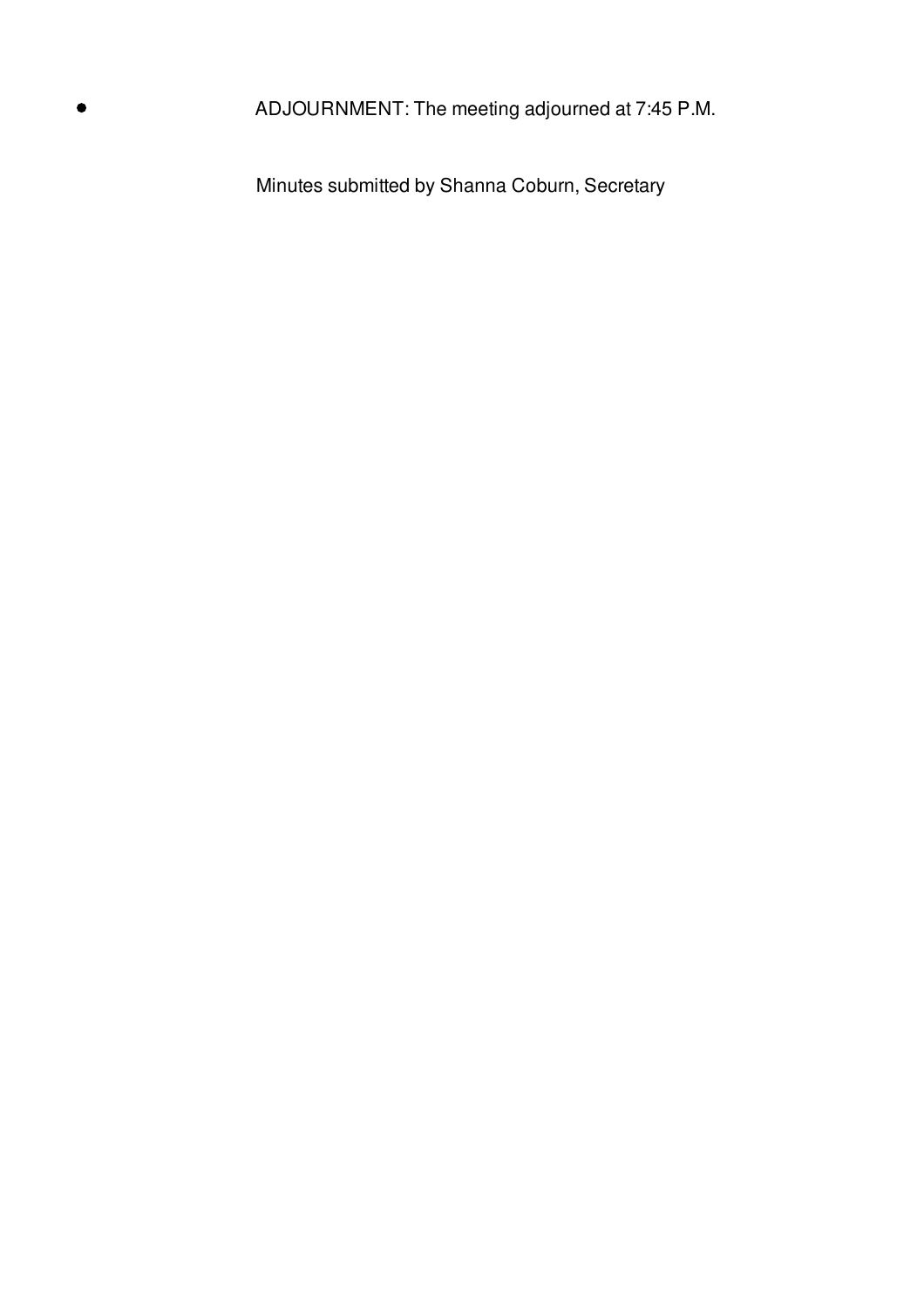- ADJOURNMENT: The meeting adjourned at 7:45 P.M.

Minutes submitted by Shanna Coburn, Secretary